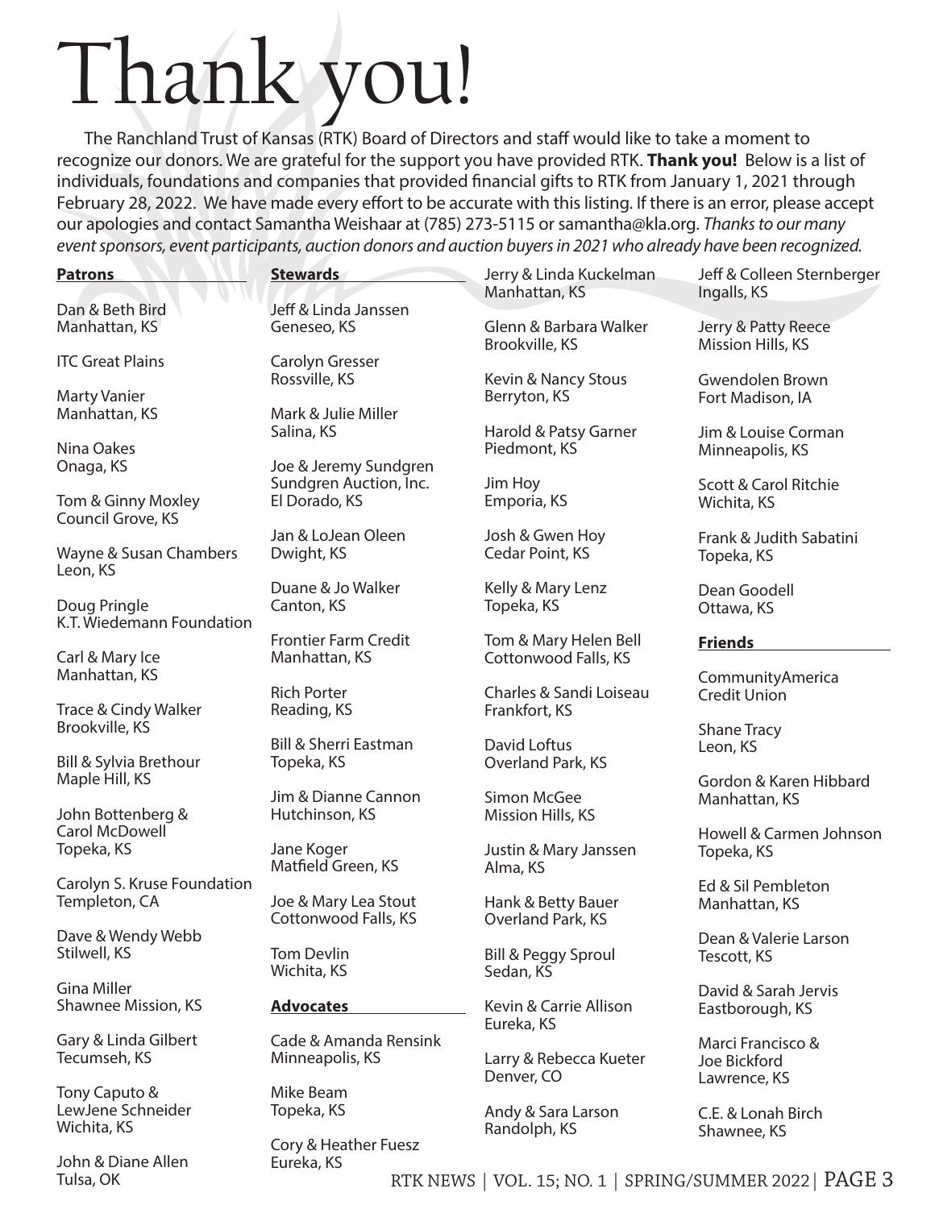# Thank you!

The Ranchland Trust of Kansas (RTK) Board of Directors and staff would like to take a moment to recognize our donors. We are grateful for the support you have provided RTK. **Thank you!** Below is a list of individuals, foundations and companies that provided financial gifts to RTK from January 1, 2021 through February 28, 2022. We have made every effort to be accurate with this listing. If there is an error, please accept our apologies and contact Samantha Weishaar at (785) 273-5115 or samantha@kla.org. *Thanks to our many event sponsors, event participants, auction donors and auction buyers in 2021 who already have been recognized.*

**Patrons**

Dan & Beth Bird
Manhattan, KS

ITC Great Plains

Marty Vanier
Manhattan, KS

Nina Oakes
Onaga, KS

Tom & Ginny Moxley
Council Grove, KS

Wayne & Susan Chambers
Leon, KS

Doug Pringle
K.T. Wiedemann Foundation

Carl & Mary Ice
Manhattan, KS

Trace & Cindy Walker
Brookville, KS

Bill & Sylvia Brethour
Maple Hill, KS

John Bottenberg &
Carol McDowell
Topeka, KS

Carolyn S. Kruse Foundation
Templeton, CA

Dave & Wendy Webb
Stilwell, KS

Gina Miller
Shawnee Mission, KS

Gary & Linda Gilbert
Tecumseh, KS

Tony Caputo &
LewJene Schneider
Wichita, KS

John & Diane Allen
Tulsa, OK

**Stewards**

Jeff & Linda Janssen
Geneseo, KS

Carolyn Gresser
Rossville, KS

Mark & Julie Miller
Salina, KS

Joe & Jeremy Sundgren
Sundgren Auction, Inc.
El Dorado, KS

Jan & LoJean Oleen
Dwight, KS

Duane & Jo Walker
Canton, KS

Frontier Farm Credit
Manhattan, KS

Rich Porter
Reading, KS

Bill & Sherri Eastman
Topeka, KS

Jim & Dianne Cannon
Hutchinson, KS

Jane Koger
Matfield Green, KS

Joe & Mary Lea Stout
Cottonwood Falls, KS

Tom Devlin
Wichita, KS

**Advocates**

Cade & Amanda Rensink
Minneapolis, KS

Mike Beam
Topeka, KS

Cory & Heather Fuesz
Eureka, KS

Jerry & Linda Kuckelman
Manhattan, KS

Glenn & Barbara Walker
Brookville, KS

Kevin & Nancy Stous
Berryton, KS

Harold & Patsy Garner
Piedmont, KS

Jim Hoy
Emporia, KS

Josh & Gwen Hoy
Cedar Point, KS

Kelly & Mary Lenz
Topeka, KS

Tom & Mary Helen Bell
Cottonwood Falls, KS

Charles & Sandi Loiseau
Frankfort, KS

David Loftus
Overland Park, KS

Simon McGee
Mission Hills, KS

Justin & Mary Janssen
Alma, KS

Hank & Betty Bauer
Overland Park, KS

Bill & Peggy Sproul
Sedan, KS

Kevin & Carrie Allison
Eureka, KS

Larry & Rebecca Kueter
Denver, CO

Andy & Sara Larson
Randolph, KS

Jeff & Colleen Sternberger
Ingalls, KS

Jerry & Patty Reece
Mission Hills, KS

Gwendolen Brown
Fort Madison, IA

Jim & Louise Corman
Minneapolis, KS

Scott & Carol Ritchie
Wichita, KS

Frank & Judith Sabatini
Topeka, KS

Dean Goodell
Ottawa, KS

**Friends**

CommunityAmerica
Credit Union

Shane Tracy
Leon, KS

Gordon & Karen Hibbard
Manhattan, KS

Howell & Carmen Johnson
Topeka, KS

Ed & Sil Pembleton
Manhattan, KS

Dean & Valerie Larson
Tescott, KS

David & Sarah Jervis
Eastborough, KS

Marci Francisco &
Joe Bickford
Lawrence, KS

C.E. & Lonah Birch
Shawnee, KS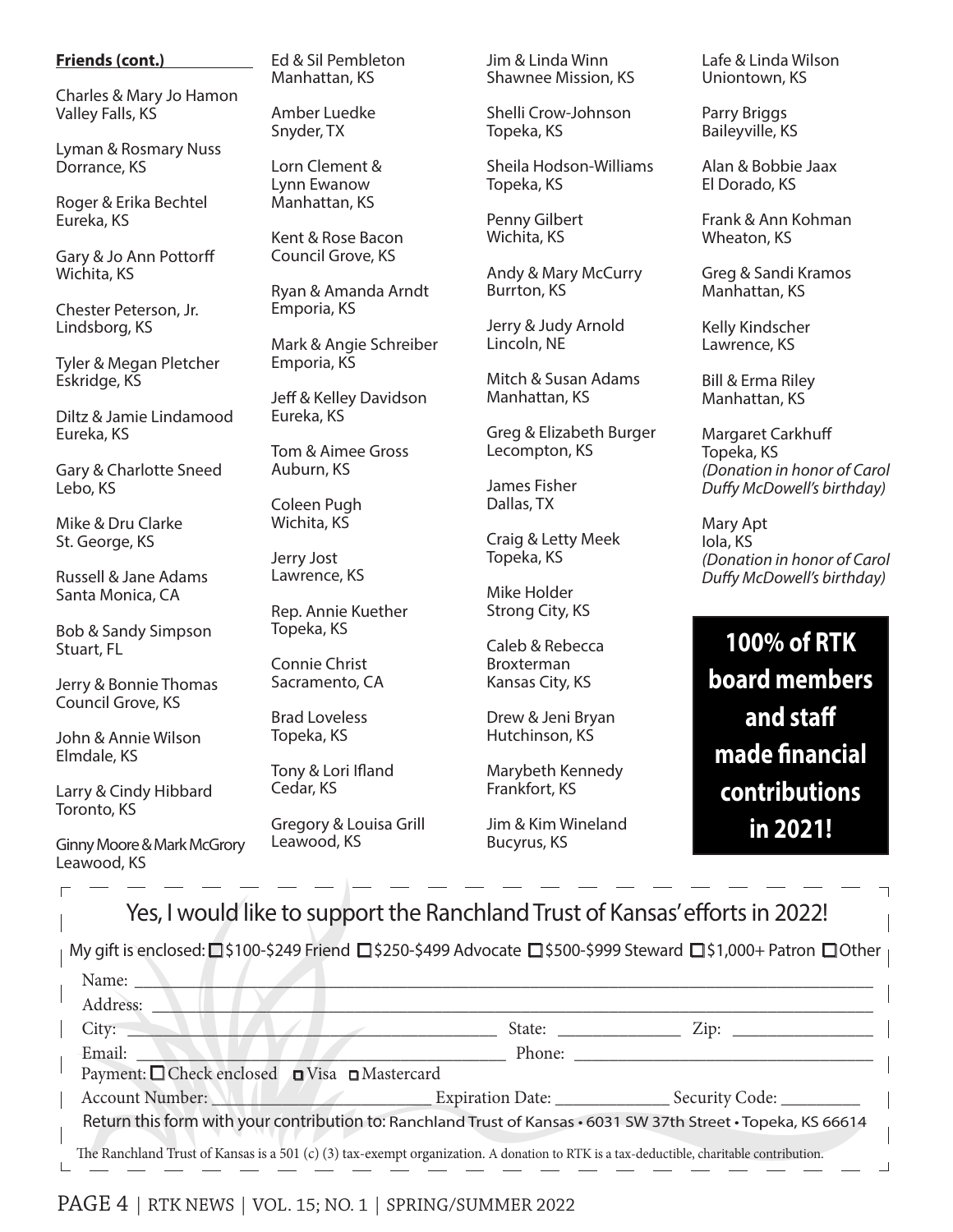**Friends (cont.)**

Charles & Mary Jo Hamon
Valley Falls, KS

Lyman & Rosmary Nuss
Dorrance, KS

Roger & Erika Bechtel
Eureka, KS

Gary & Jo Ann Pottorff
Wichita, KS

Chester Peterson, Jr.
Lindsborg, KS

Tyler & Megan Pletcher
Eskridge, KS

Diltz & Jamie Lindamood
Eureka, KS

Gary & Charlotte Sneed
Lebo, KS

Mike & Dru Clarke
St. George, KS

Russell & Jane Adams
Santa Monica, CA

Bob & Sandy Simpson
Stuart, FL

Jerry & Bonnie Thomas
Council Grove, KS

John & Annie Wilson
Elmdale, KS

Larry & Cindy Hibbard
Toronto, KS

Ginny Moore & Mark McGrory
Leawood, KS

Ed & Sil Pembleton
Manhattan, KS

Amber Luedke
Snyder, TX

Lorn Clement &
Lynn Ewanow
Manhattan, KS

Kent & Rose Bacon
Council Grove, KS

Ryan & Amanda Arndt
Emporia, KS

Mark & Angie Schreiber
Emporia, KS

Jeff & Kelley Davidson
Eureka, KS

Tom & Aimee Gross
Auburn, KS

Coleen Pugh
Wichita, KS

Jerry Jost
Lawrence, KS

Rep. Annie Kuether
Topeka, KS

Connie Christ
Sacramento, CA

Brad Loveless
Topeka, KS

Tony & Lori Ifland
Cedar, KS

Gregory & Louisa Grill
Leawood, KS

Jim & Linda Winn
Shawnee Mission, KS

Shelli Crow-Johnson
Topeka, KS

Sheila Hodson-Williams
Topeka, KS

Penny Gilbert
Wichita, KS

Andy & Mary McCurry
Burrton, KS

Jerry & Judy Arnold
Lincoln, NE

Mitch & Susan Adams
Manhattan, KS

Greg & Elizabeth Burger
Lecompton, KS

James Fisher
Dallas, TX

Craig & Letty Meek
Topeka, KS

Mike Holder
Strong City, KS

Caleb & Rebecca
Broxterman
Kansas City, KS

Drew & Jeni Bryan
Hutchinson, KS

Marybeth Kennedy
Frankfort, KS

Jim & Kim Wineland
Bucyrus, KS

Lafe & Linda Wilson
Uniontown, KS

Parry Briggs
Baileyville, KS

Alan & Bobbie Jaax
El Dorado, KS

Frank & Ann Kohman
Wheaton, KS

Greg & Sandi Kramos
Manhattan, KS

Kelly Kindscher
Lawrence, KS

Bill & Erma Riley
Manhattan, KS

Margaret Carkhuff
Topeka, KS
*(Donation in honor of Carol Duffy McDowell's birthday)*

Mary Apt
Iola, KS
*(Donation in honor of Carol Duffy McDowell's birthday)*

**100% of RTK board members and staff made financial contributions in 2021!**

## Yes, I would like to support the Ranchland Trust of Kansas' efforts in 2022!

My gift is enclosed: ☐ $100-$249 Friend ☐ $250-$499 Advocate ☐ $500-$999 Steward ☐ $1,000+ Patron ☐ Other

Name: ______________________________

Address: ______________________________

City: ____________________ State: __________ Zip: __________

Email: ____________________ Phone: ____________________

Payment: ☐ Check enclosed ☐ Visa ☐ Mastercard

Account Number: ____________________ Expiration Date: __________ Security Code: ________

Return this form with your contribution to: Ranchland Trust of Kansas • 6031 SW 37th Street • Topeka, KS 66614

The Ranchland Trust of Kansas is a 501 (c) (3) tax-exempt organization. A donation to RTK is a tax-deductible, charitable contribution.